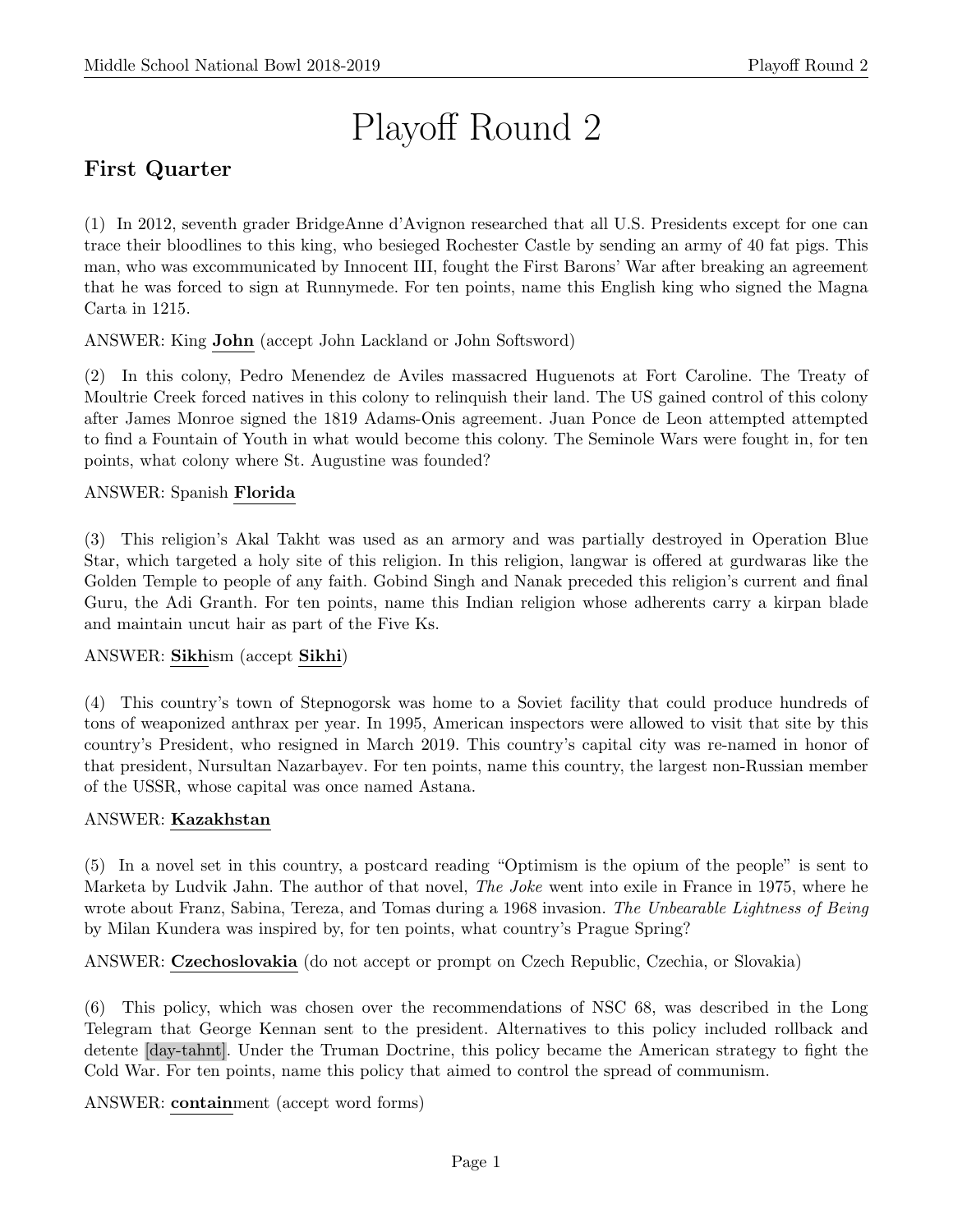# Playoff Round 2

## First Quarter

(1) In 2012, seventh grader BridgeAnne d'Avignon researched that all U.S. Presidents except for one can trace their bloodlines to this king, who besieged Rochester Castle by sending an army of 40 fat pigs. This man, who was excommunicated by Innocent III, fought the First Barons' War after breaking an agreement that he was forced to sign at Runnymede. For ten points, name this English king who signed the Magna Carta in 1215.

ANSWER: King **John** (accept John Lackland or John Softsword)

(2) In this colony, Pedro Menendez de Aviles massacred Huguenots at Fort Caroline. The Treaty of Moultrie Creek forced natives in this colony to relinquish their land. The US gained control of this colony after James Monroe signed the 1819 Adams-Onis agreement. Juan Ponce de Leon attempted attempted to find a Fountain of Youth in what would become this colony. The Seminole Wars were fought in, for ten points, what colony where St. Augustine was founded?

ANSWER: Spanish **Florida**

(3) This religion's Akal Takht was used as an armory and was partially destroyed in Operation Blue Star, which targeted a holy site of this religion. In this religion, langwar is offered at gurdwaras like the Golden Temple to people of any faith. Gobind Singh and Nanak preceded this religion's current and final Guru, the Adi Granth. For ten points, name this Indian religion whose adherents carry a kirpan blade and maintain uncut hair as part of the Five Ks.

ANSWER: **Sikh**ism (accept **Sikhi**)

(4) This country's town of Stepnogorsk was home to a Soviet facility that could produce hundreds of tons of weaponized anthrax per year. In 1995, American inspectors were allowed to visit that site by this country's President, who resigned in March 2019. This country's capital city was re-named in honor of that president, Nursultan Nazarbayev. For ten points, name this country, the largest non-Russian member of the USSR, whose capital was once named Astana.

ANSWER: **Kazakhstan**

(5) In a novel set in this country, a postcard reading "Optimism is the opium of the people" is sent to Marketa by Ludvik Jahn. The author of that novel, *The Joke* went into exile in France in 1975, where he wrote about Franz, Sabina, Tereza, and Tomas during a 1968 invasion. *The Unbearable Lightness of Being* by Milan Kundera was inspired by, for ten points, what country's Prague Spring?

ANSWER: **Czechoslovakia** (do not accept or prompt on Czech Republic, Czechia, or Slovakia)

(6) This policy, which was chosen over the recommendations of NSC 68, was described in the Long Telegram that George Kennan sent to the president. Alternatives to this policy included rollback and detente [day-tahnt]. Under the Truman Doctrine, this policy became the American strategy to fight the Cold War. For ten points, name this policy that aimed to control the spread of communism.

ANSWER: **contain**ment (accept word forms)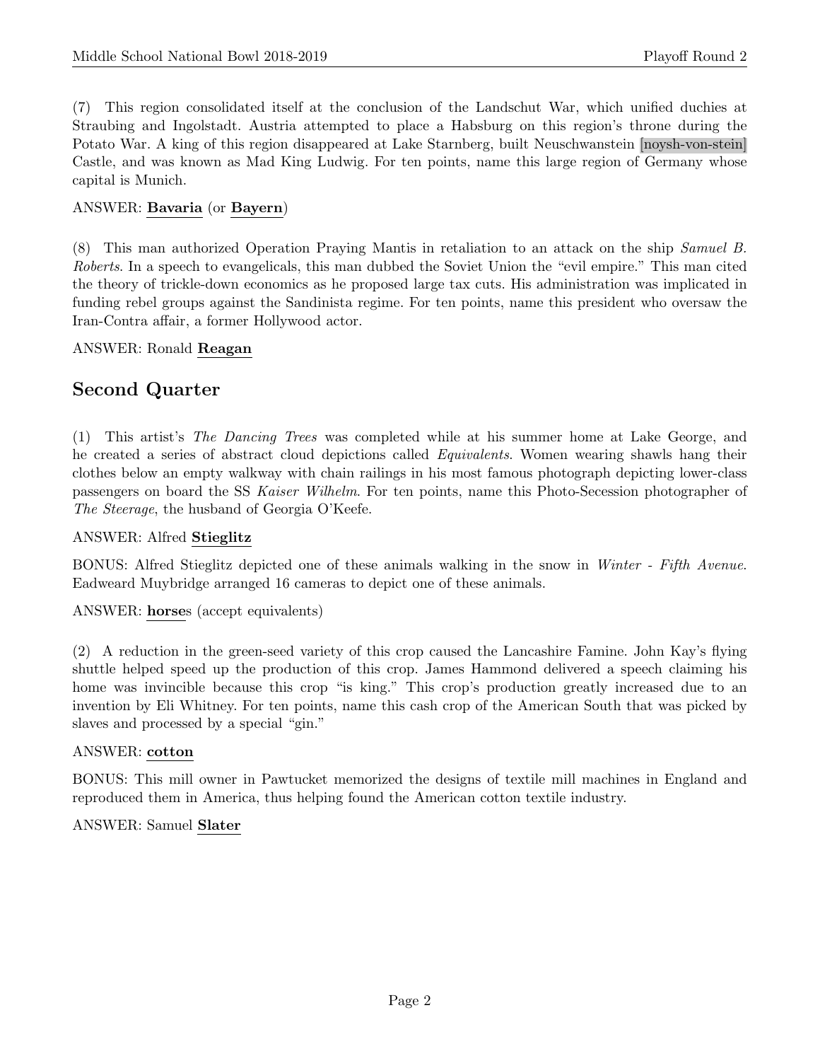(7) This region consolidated itself at the conclusion of the Landschut War, which unified duchies at Straubing and Ingolstadt. Austria attempted to place a Habsburg on this region's throne during the Potato War. A king of this region disappeared at Lake Starnberg, built Neuschwanstein [noysh-von-stein] Castle, and was known as Mad King Ludwig. For ten points, name this large region of Germany whose capital is Munich.

ANSWER: **Bavaria** (or **Bayern**)

(8) This man authorized Operation Praying Mantis in retaliation to an attack on the ship *Samuel B. Roberts*. In a speech to evangelicals, this man dubbed the Soviet Union the "evil empire." This man cited the theory of trickle-down economics as he proposed large tax cuts. His administration was implicated in funding rebel groups against the Sandinista regime. For ten points, name this president who oversaw the Iran-Contra affair, a former Hollywood actor.

ANSWER: Ronald **Reagan**

## Second Quarter

(1) This artist's *The Dancing Trees* was completed while at his summer home at Lake George, and he created a series of abstract cloud depictions called *Equivalents*. Women wearing shawls hang their clothes below an empty walkway with chain railings in his most famous photograph depicting lower-class passengers on board the SS *Kaiser Wilhelm*. For ten points, name this Photo-Secession photographer of *The Steerage*, the husband of Georgia O'Keefe.

ANSWER: Alfred **Stieglitz**

BONUS: Alfred Stieglitz depicted one of these animals walking in the snow in *Winter - Fifth Avenue*. Eadweard Muybridge arranged 16 cameras to depict one of these animals.

ANSWER: **horse**s (accept equivalents)

(2) A reduction in the green-seed variety of this crop caused the Lancashire Famine. John Kay's flying shuttle helped speed up the production of this crop. James Hammond delivered a speech claiming his home was invincible because this crop "is king." This crop's production greatly increased due to an invention by Eli Whitney. For ten points, name this cash crop of the American South that was picked by slaves and processed by a special "gin."

ANSWER: **cotton**

BONUS: This mill owner in Pawtucket memorized the designs of textile mill machines in England and reproduced them in America, thus helping found the American cotton textile industry.

ANSWER: Samuel **Slater**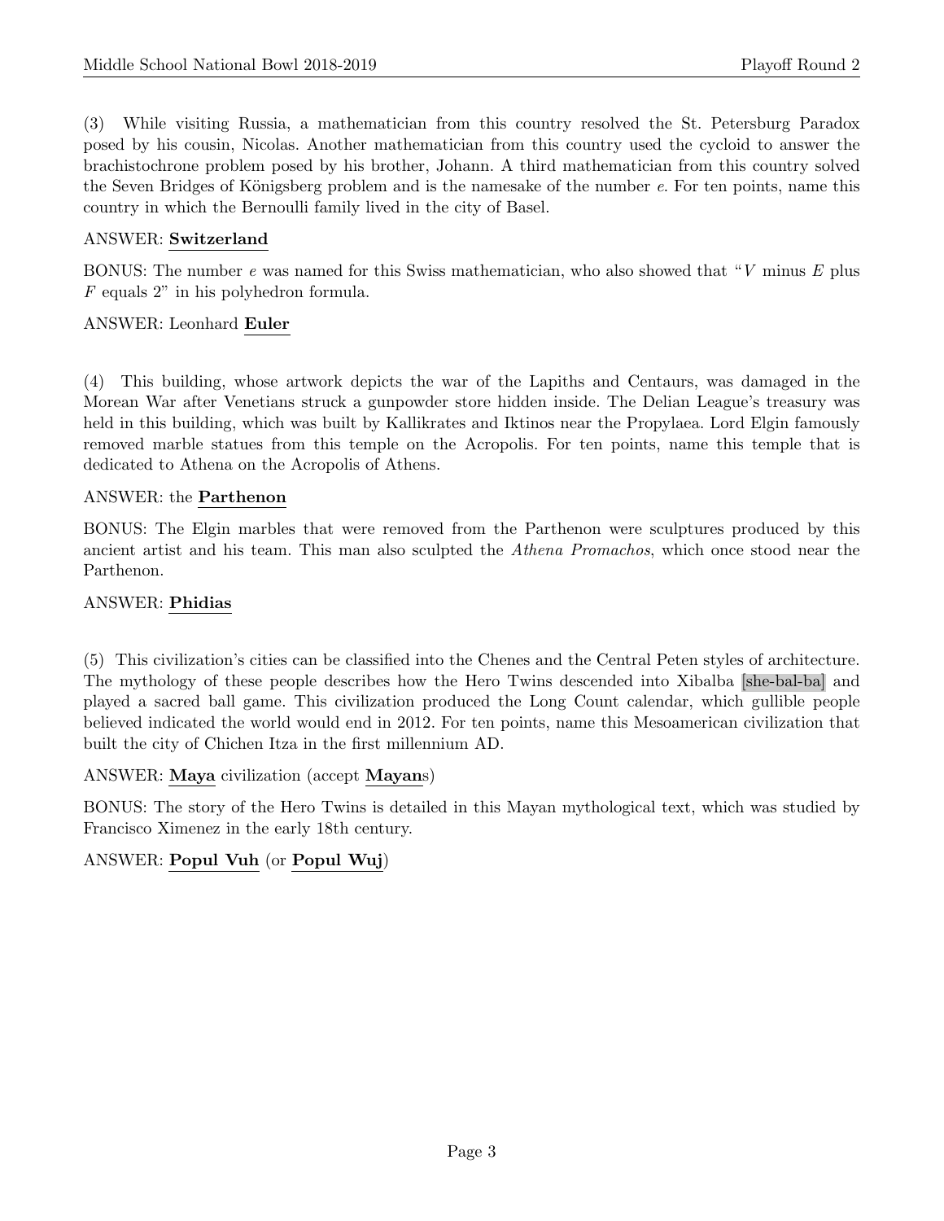(3) While visiting Russia, a mathematician from this country resolved the St. Petersburg Paradox posed by his cousin, Nicolas. Another mathematician from this country used the cycloid to answer the brachistochrone problem posed by his brother, Johann. A third mathematician from this country solved the Seven Bridges of Königsberg problem and is the namesake of the number *e*. For ten points, name this country in which the Bernoulli family lived in the city of Basel.

ANSWER: **Switzerland**

BONUS: The number *e* was named for this Swiss mathematician, who also showed that "$V$ minus $E$ plus $F$ equals 2" in his polyhedron formula.

ANSWER: Leonhard **Euler**

(4) This building, whose artwork depicts the war of the Lapiths and Centaurs, was damaged in the Morean War after Venetians struck a gunpowder store hidden inside. The Delian League's treasury was held in this building, which was built by Kallikrates and Iktinos near the Propylaea. Lord Elgin famously removed marble statues from this temple on the Acropolis. For ten points, name this temple that is dedicated to Athena on the Acropolis of Athens.

ANSWER: the **Parthenon**

BONUS: The Elgin marbles that were removed from the Parthenon were sculptures produced by this ancient artist and his team. This man also sculpted the *Athena Promachos*, which once stood near the Parthenon.

ANSWER: **Phidias**

(5) This civilization's cities can be classified into the Chenes and the Central Peten styles of architecture. The mythology of these people describes how the Hero Twins descended into Xibalba [she-bal-ba] and played a sacred ball game. This civilization produced the Long Count calendar, which gullible people believed indicated the world would end in 2012. For ten points, name this Mesoamerican civilization that built the city of Chichen Itza in the first millennium AD.

ANSWER: **Maya** civilization (accept **Mayan**s)

BONUS: The story of the Hero Twins is detailed in this Mayan mythological text, which was studied by Francisco Ximenez in the early 18th century.

ANSWER: **Popul Vuh** (or **Popul Wuj**)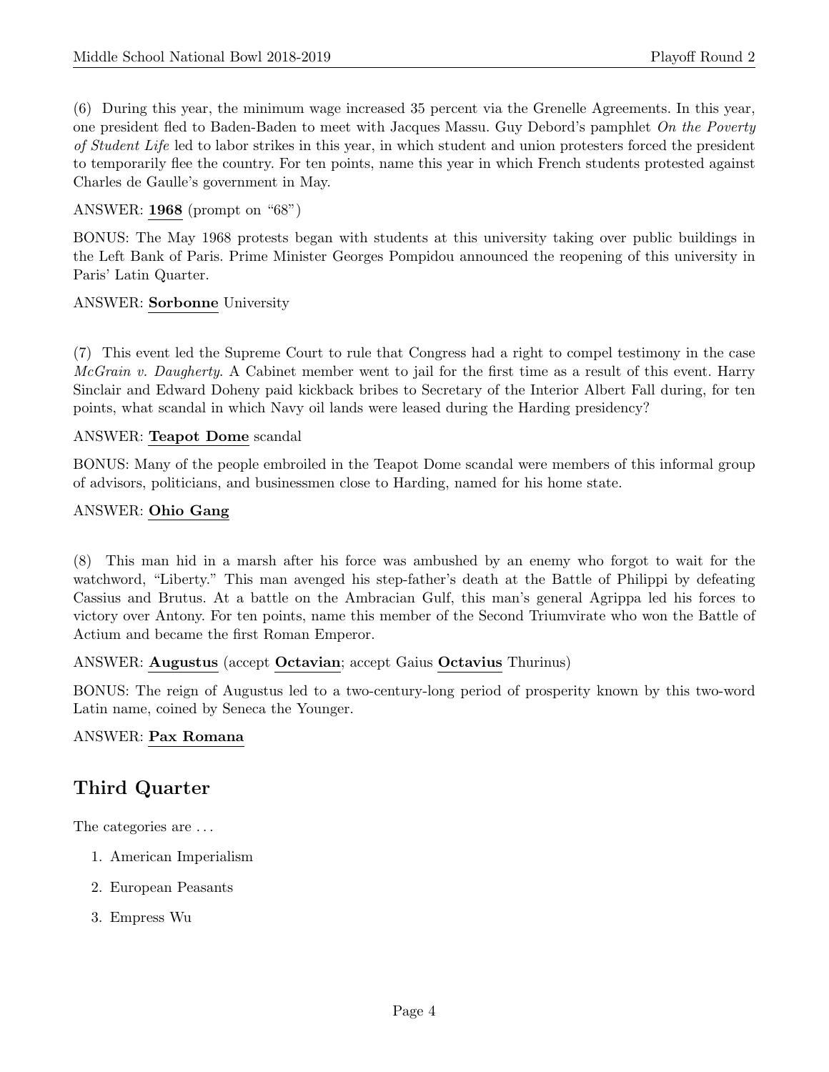(6) During this year, the minimum wage increased 35 percent via the Grenelle Agreements. In this year, one president fled to Baden-Baden to meet with Jacques Massu. Guy Debord's pamphlet *On the Poverty of Student Life* led to labor strikes in this year, in which student and union protesters forced the president to temporarily flee the country. For ten points, name this year in which French students protested against Charles de Gaulle's government in May.

ANSWER: **1968** (prompt on "68")

BONUS: The May 1968 protests began with students at this university taking over public buildings in the Left Bank of Paris. Prime Minister Georges Pompidou announced the reopening of this university in Paris' Latin Quarter.

ANSWER: **Sorbonne** University

(7) This event led the Supreme Court to rule that Congress had a right to compel testimony in the case *McGrain v. Daugherty*. A Cabinet member went to jail for the first time as a result of this event. Harry Sinclair and Edward Doheny paid kickback bribes to Secretary of the Interior Albert Fall during, for ten points, what scandal in which Navy oil lands were leased during the Harding presidency?

ANSWER: **Teapot Dome** scandal

BONUS: Many of the people embroiled in the Teapot Dome scandal were members of this informal group of advisors, politicians, and businessmen close to Harding, named for his home state.

ANSWER: **Ohio Gang**

(8) This man hid in a marsh after his force was ambushed by an enemy who forgot to wait for the watchword, "Liberty." This man avenged his step-father's death at the Battle of Philippi by defeating Cassius and Brutus. At a battle on the Ambracian Gulf, this man's general Agrippa led his forces to victory over Antony. For ten points, name this member of the Second Triumvirate who won the Battle of Actium and became the first Roman Emperor.

ANSWER: **Augustus** (accept **Octavian**; accept Gaius **Octavius** Thurinus)

BONUS: The reign of Augustus led to a two-century-long period of prosperity known by this two-word Latin name, coined by Seneca the Younger.

ANSWER: **Pax Romana**

## Third Quarter

The categories are . . .

1. American Imperialism
2. European Peasants
3. Empress Wu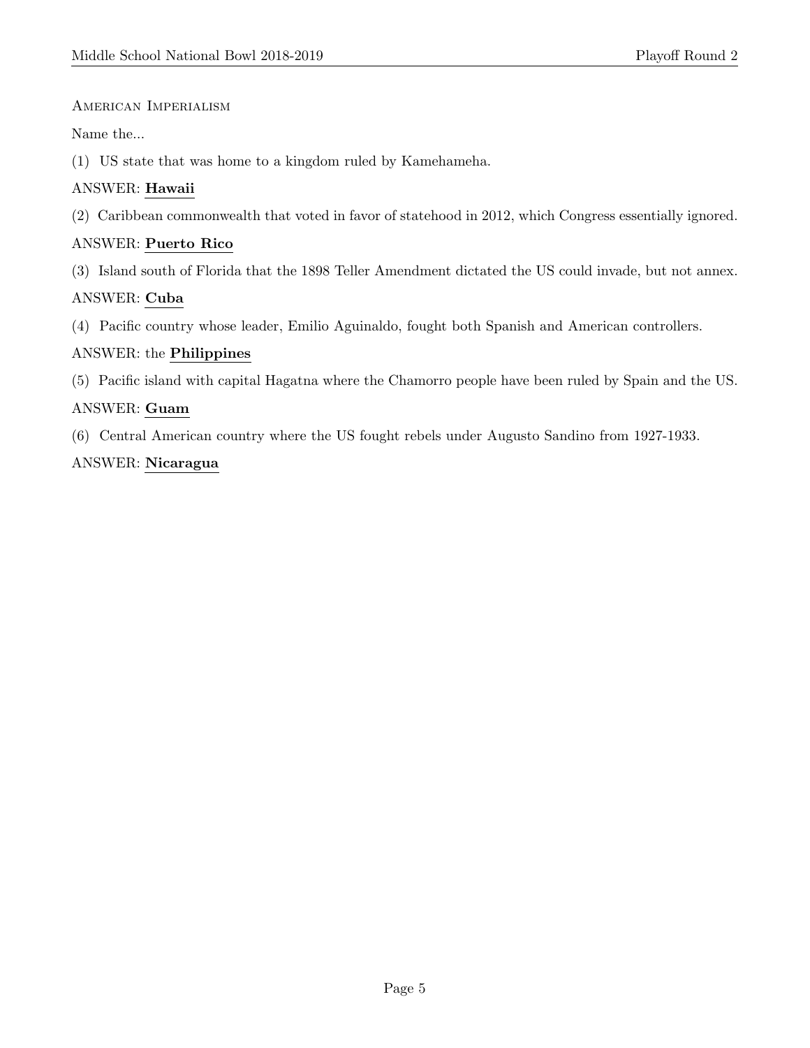## American Imperialism

Name the...

(1) US state that was home to a kingdom ruled by Kamehameha.

ANSWER: **Hawaii**

(2) Caribbean commonwealth that voted in favor of statehood in 2012, which Congress essentially ignored.

ANSWER: **Puerto Rico**

(3) Island south of Florida that the 1898 Teller Amendment dictated the US could invade, but not annex.

ANSWER: **Cuba**

(4) Pacific country whose leader, Emilio Aguinaldo, fought both Spanish and American controllers.

ANSWER: the **Philippines**

(5) Pacific island with capital Hagatna where the Chamorro people have been ruled by Spain and the US.

ANSWER: **Guam**

(6) Central American country where the US fought rebels under Augusto Sandino from 1927-1933.

ANSWER: **Nicaragua**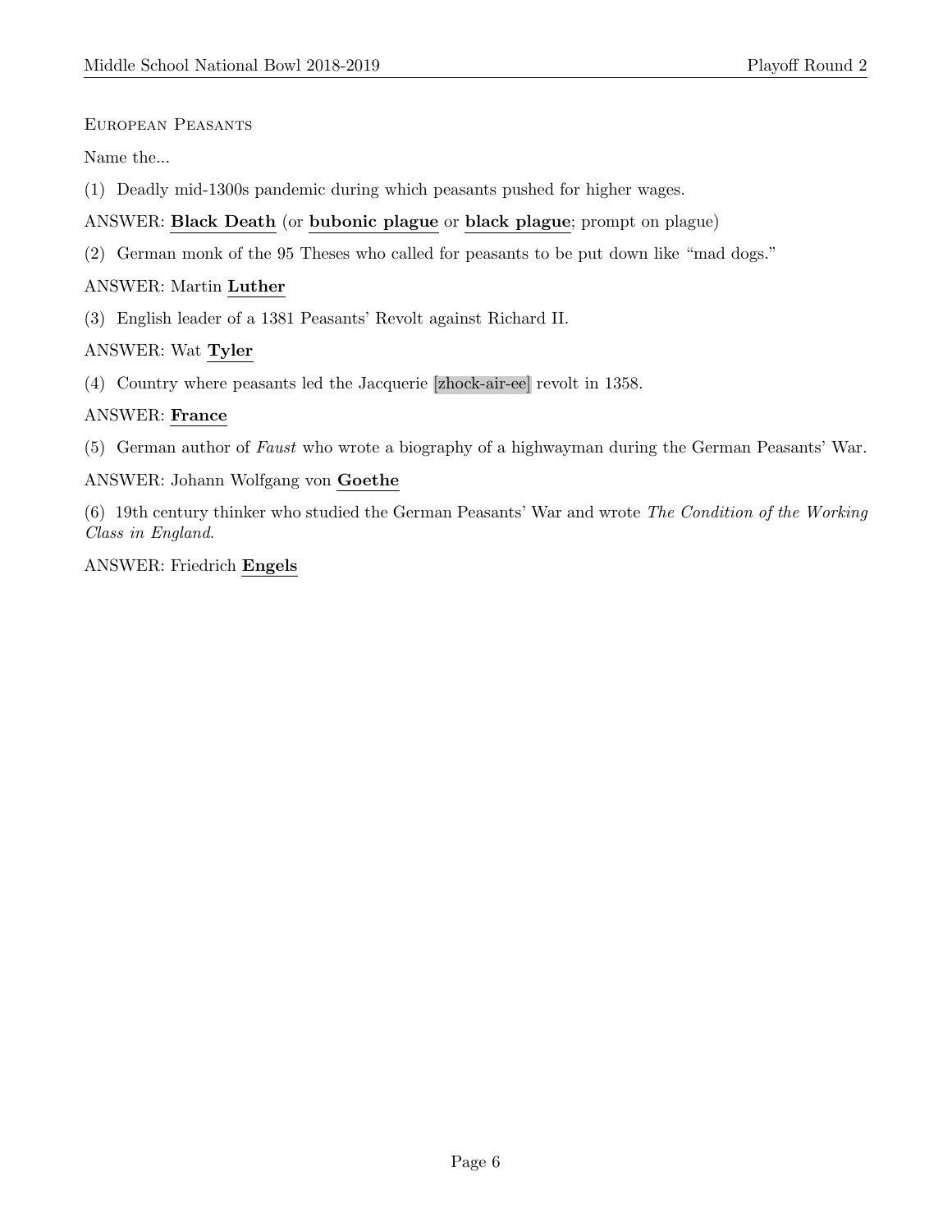European Peasants

Name the...

(1) Deadly mid-1300s pandemic during which peasants pushed for higher wages.

ANSWER: **Black Death** (or **bubonic plague** or **black plague**; prompt on plague)

(2) German monk of the 95 Theses who called for peasants to be put down like "mad dogs."

ANSWER: Martin **Luther**

(3) English leader of a 1381 Peasants' Revolt against Richard II.

ANSWER: Wat **Tyler**

(4) Country where peasants led the Jacquerie [zhock-air-ee] revolt in 1358.

ANSWER: **France**

(5) German author of *Faust* who wrote a biography of a highwayman during the German Peasants' War.

ANSWER: Johann Wolfgang von **Goethe**

(6) 19th century thinker who studied the German Peasants' War and wrote *The Condition of the Working Class in England*.

ANSWER: Friedrich **Engels**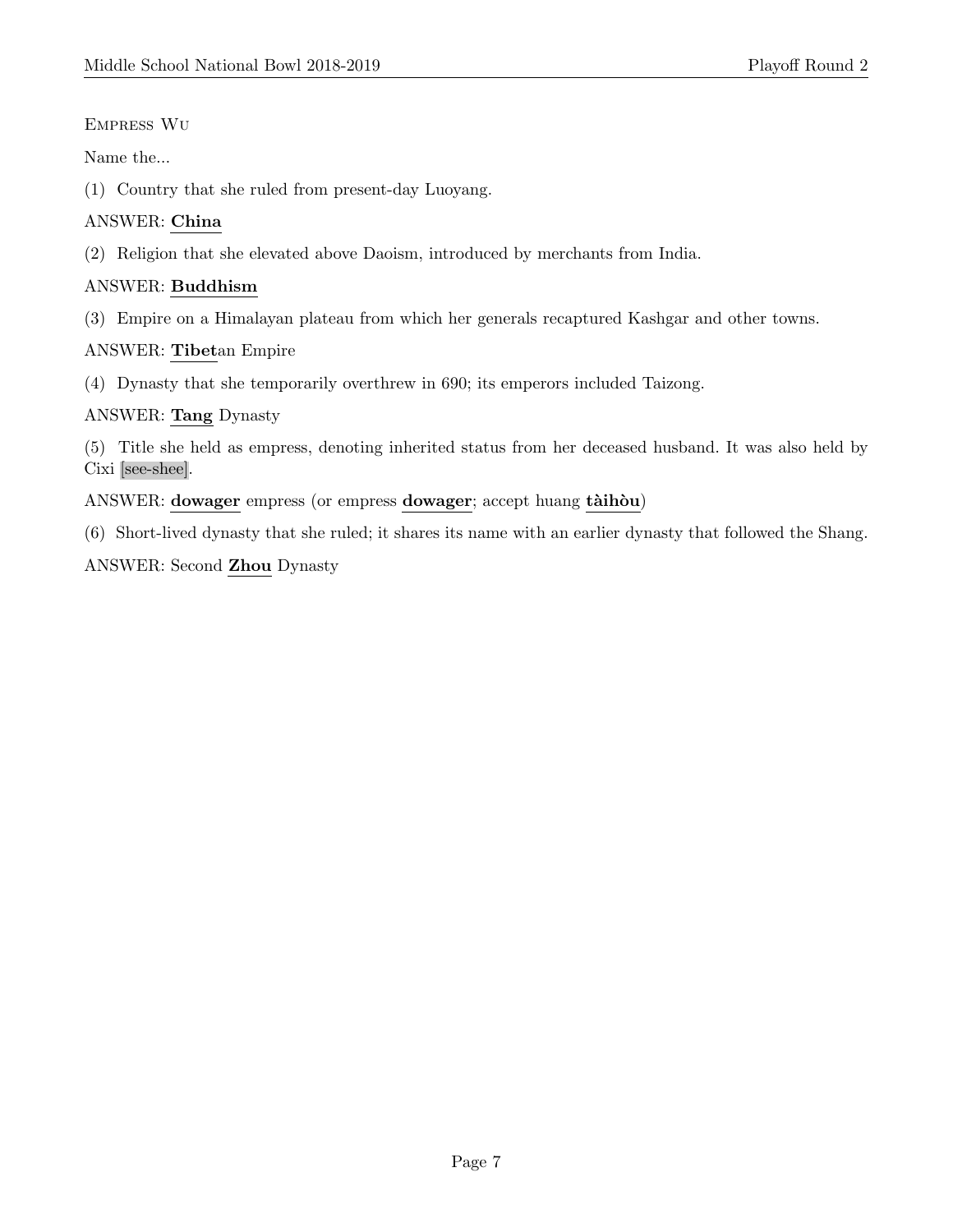Empress Wu

Name the...

(1) Country that she ruled from present-day Luoyang.

ANSWER: **China**

(2) Religion that she elevated above Daoism, introduced by merchants from India.

ANSWER: **Buddhism**

(3) Empire on a Himalayan plateau from which her generals recaptured Kashgar and other towns.

ANSWER: **Tibet**an Empire

(4) Dynasty that she temporarily overthrew in 690; its emperors included Taizong.

ANSWER: **Tang** Dynasty

(5) Title she held as empress, denoting inherited status from her deceased husband. It was also held by Cixi [see-shee].

ANSWER: **dowager** empress (or empress **dowager**; accept huang **tàihòu**)

(6) Short-lived dynasty that she ruled; it shares its name with an earlier dynasty that followed the Shang.

ANSWER: Second **Zhou** Dynasty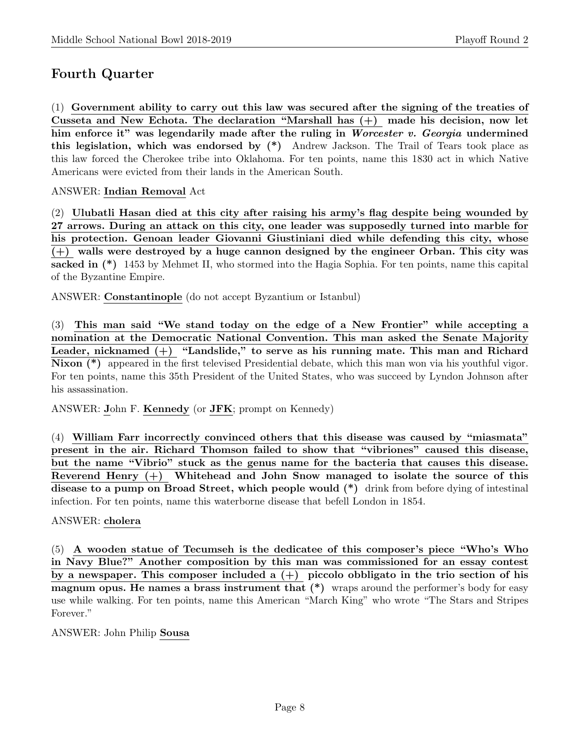## Fourth Quarter

(1) **Government ability to carry out this law was secured after the signing of the treaties of Cusseta and New Echota. The declaration "Marshall has (+) made his decision, now let him enforce it" was legendarily made after the ruling in *Worcester v. Georgia* undermined this legislation, which was endorsed by (*)** Andrew Jackson. The Trail of Tears took place as this law forced the Cherokee tribe into Oklahoma. For ten points, name this 1830 act in which Native Americans were evicted from their lands in the American South.

ANSWER: **Indian Removal** Act

(2) **Ulubatli Hasan died at this city after raising his army's flag despite being wounded by 27 arrows. During an attack on this city, one leader was supposedly turned into marble for his protection. Genoan leader Giovanni Giustiniani died while defending this city, whose (+) walls were destroyed by a huge cannon designed by the engineer Orban. This city was sacked in (*)** 1453 by Mehmet II, who stormed into the Hagia Sophia. For ten points, name this capital of the Byzantine Empire.

ANSWER: **Constantinople** (do not accept Byzantium or Istanbul)

(3) **This man said "We stand today on the edge of a New Frontier" while accepting a nomination at the Democratic National Convention. This man asked the Senate Majority Leader, nicknamed (+) "Landslide," to serve as his running mate. This man and Richard Nixon (*)** appeared in the first televised Presidential debate, which this man won via his youthful vigor. For ten points, name this 35th President of the United States, who was succeed by Lyndon Johnson after his assassination.

ANSWER: **J**ohn F. **Kennedy** (or **JFK**; prompt on Kennedy)

(4) **William Farr incorrectly convinced others that this disease was caused by "miasmata" present in the air. Richard Thomson failed to show that "vibriones" caused this disease, but the name "Vibrio" stuck as the genus name for the bacteria that causes this disease. Reverend Henry (+) Whitehead and John Snow managed to isolate the source of this disease to a pump on Broad Street, which people would (*)** drink from before dying of intestinal infection. For ten points, name this waterborne disease that befell London in 1854.

ANSWER: **cholera**

(5) **A wooden statue of Tecumseh is the dedicatee of this composer's piece "Who's Who in Navy Blue?" Another composition by this man was commissioned for an essay contest by a newspaper. This composer included a (+) piccolo obbligato in the trio section of his magnum opus. He names a brass instrument that (*)** wraps around the performer's body for easy use while walking. For ten points, name this American "March King" who wrote "The Stars and Stripes Forever."

ANSWER: John Philip **Sousa**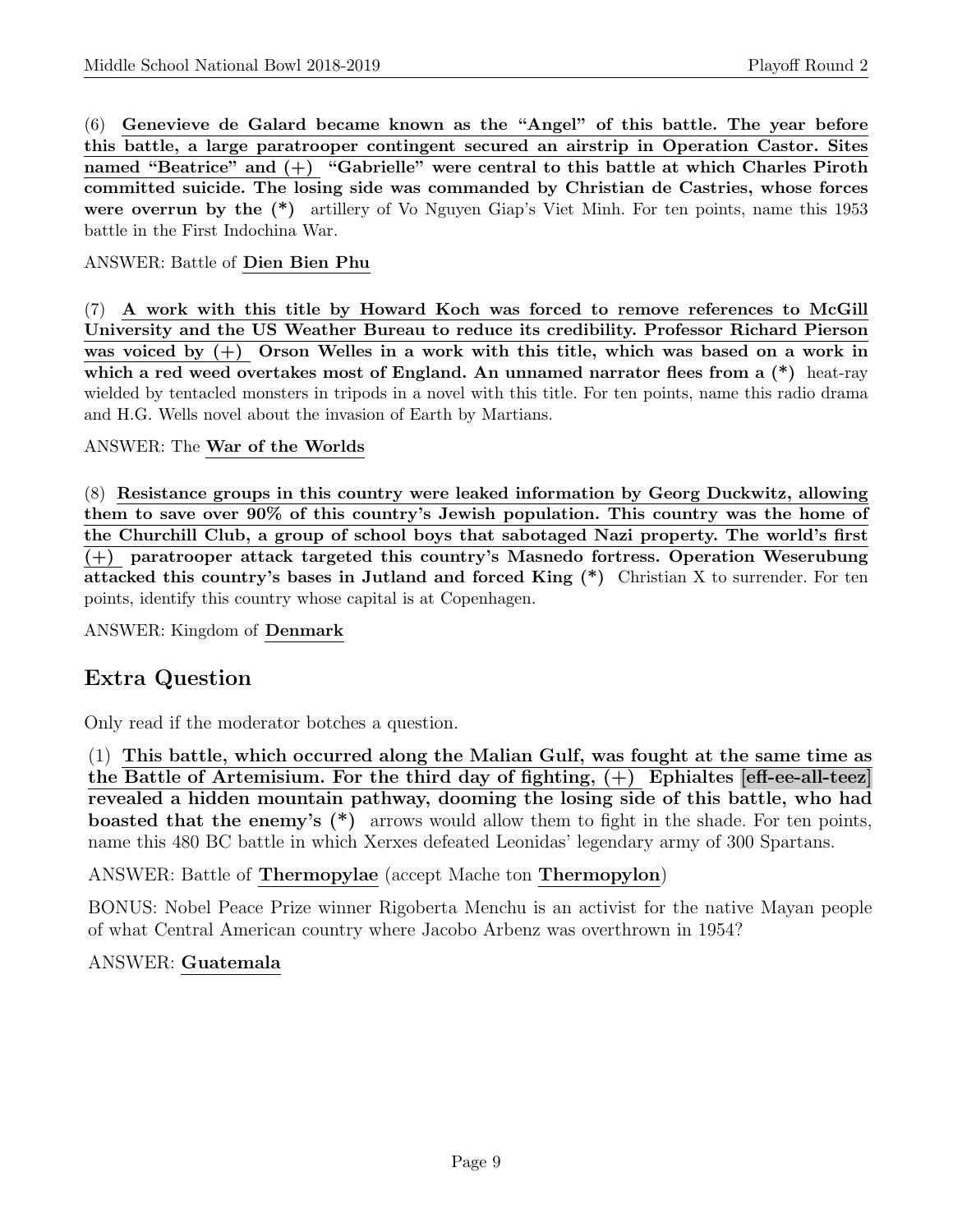(6) **Genevieve de Galard became known as the "Angel" of this battle. The year before this battle, a large paratrooper contingent secured an airstrip in Operation Castor. Sites named "Beatrice" and (+) "Gabrielle" were central to this battle at which Charles Piroth committed suicide. The losing side was commanded by Christian de Castries, whose forces were overrun by the (\*)** artillery of Vo Nguyen Giap's Viet Minh. For ten points, name this 1953 battle in the First Indochina War.

ANSWER: Battle of **Dien Bien Phu**

(7) **A work with this title by Howard Koch was forced to remove references to McGill University and the US Weather Bureau to reduce its credibility. Professor Richard Pierson was voiced by (+) Orson Welles in a work with this title, which was based on a work in which a red weed overtakes most of England. An unnamed narrator flees from a (\*)** heat-ray wielded by tentacled monsters in tripods in a novel with this title. For ten points, name this radio drama and H.G. Wells novel about the invasion of Earth by Martians.

ANSWER: The **War of the Worlds**

(8) **Resistance groups in this country were leaked information by Georg Duckwitz, allowing them to save over 90% of this country's Jewish population. This country was the home of the Churchill Club, a group of school boys that sabotaged Nazi property. The world's first (+) paratrooper attack targeted this country's Masnedo fortress. Operation Weserubung attacked this country's bases in Jutland and forced King (\*)** Christian X to surrender. For ten points, identify this country whose capital is at Copenhagen.

ANSWER: Kingdom of **Denmark**

## Extra Question

Only read if the moderator botches a question.

(1) **This battle, which occurred along the Malian Gulf, was fought at the same time as the Battle of Artemisium. For the third day of fighting, (+) Ephialtes [eff-ee-all-teez] revealed a hidden mountain pathway, dooming the losing side of this battle, who had boasted that the enemy's (\*)** arrows would allow them to fight in the shade. For ten points, name this 480 BC battle in which Xerxes defeated Leonidas' legendary army of 300 Spartans.

ANSWER: Battle of **Thermopylae** (accept Mache ton **Thermopylon**)

BONUS: Nobel Peace Prize winner Rigoberta Menchu is an activist for the native Mayan people of what Central American country where Jacobo Arbenz was overthrown in 1954?

ANSWER: **Guatemala**